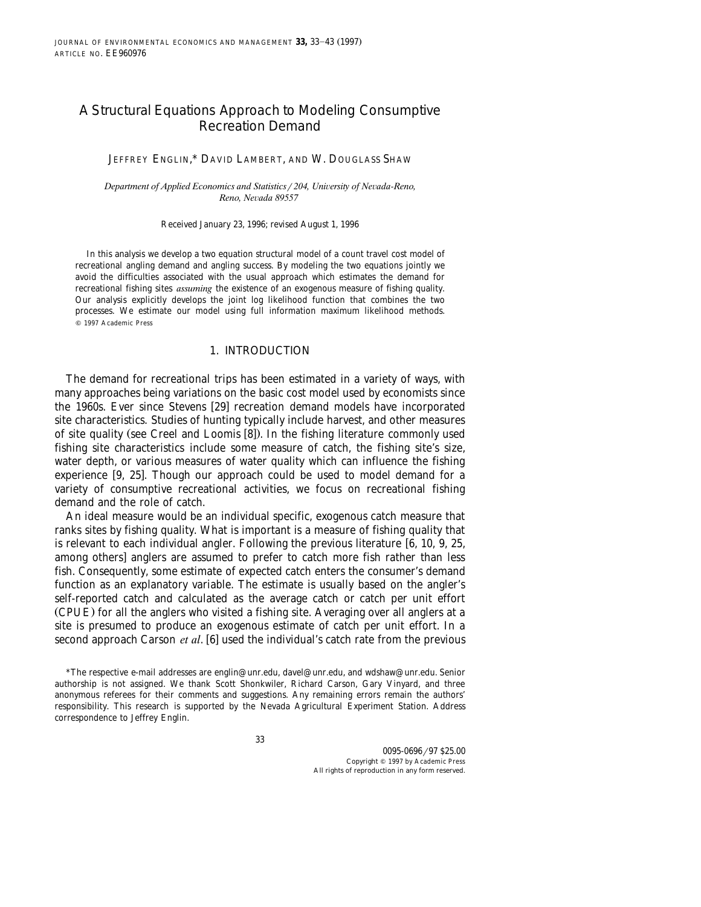# A Structural Equations Approach to Modeling Consumptive Recreation Demand

JEFFREY ENGLIN,* DAVID LAMBERT, AND W. DOUGLASS SHAW

*Department of Applied Economics and Statistics / 204, University of Nevada-Reno, Reno, Nevada 89557*

Received January 23, 1996; revised August 1, 1996

In this analysis we develop a two equation structural model of a count travel cost model of recreational angling demand and angling success. By modeling the two equations jointly we avoid the difficulties associated with the usual approach which estimates the demand for recreational fishing sites *assuming* the existence of an exogenous measure of fishing quality. Our analysis explicitly develops the joint log likelihood function that combines the two processes. We estimate our model using full information maximum likelihood methods. © 1997 Academic Press

## 1. INTRODUCTION

The demand for recreational trips has been estimated in a variety of ways, with many approaches being variations on the basic cost model used by economists since the 1960s. Ever since Stevens [29] recreation demand models have incorporated site characteristics. Studies of hunting typically include harvest, and other measures of site quality (see Creel and Loomis [8]). In the fishing literature commonly used fishing site characteristics include some measure of catch, the fishing site's size, water depth, or various measures of water quality which can influence the fishing experience [9, 25]. Though our approach could be used to model demand for a variety of consumptive recreational activities, we focus on recreational fishing demand and the role of catch.

An ideal measure would be an individual specific, exogenous catch measure that ranks sites by fishing quality. What is important is a measure of fishing quality that is relevant to each individual angler. Following the previous literature [6, 10, 9, 25, among others] anglers are assumed to prefer to catch more fish rather than less fish. Consequently, some estimate of expected catch enters the consumer's demand function as an explanatory variable. The estimate is usually based on the angler's self-reported catch and calculated as the average catch or catch per unit effort (CPUE) for all the anglers who visited a fishing site. Averaging over all anglers at a site is presumed to produce an exogenous estimate of catch per unit effort. In a second approach Carson *et al*. [6] used the individual's catch rate from the previous

*The respective e-mail addresses are englin@unr.edu, davel@unr.edu, and wdshaw@unr.edu. Senior authorship is not assigned. We thank Scott Shonkwiler, Richard Carson, Gary Vinyard, and three anonymous referees for their comments and suggestions. Any remaining errors remain the authors' responsibility. This research is supported by the Nevada Agricultural Experiment Station. Address correspondence to Jeffrey Englin.

0095-0696/97 $25.00
Copyright © 1997 by Academic Press
All rights of reproduction in any form reserved.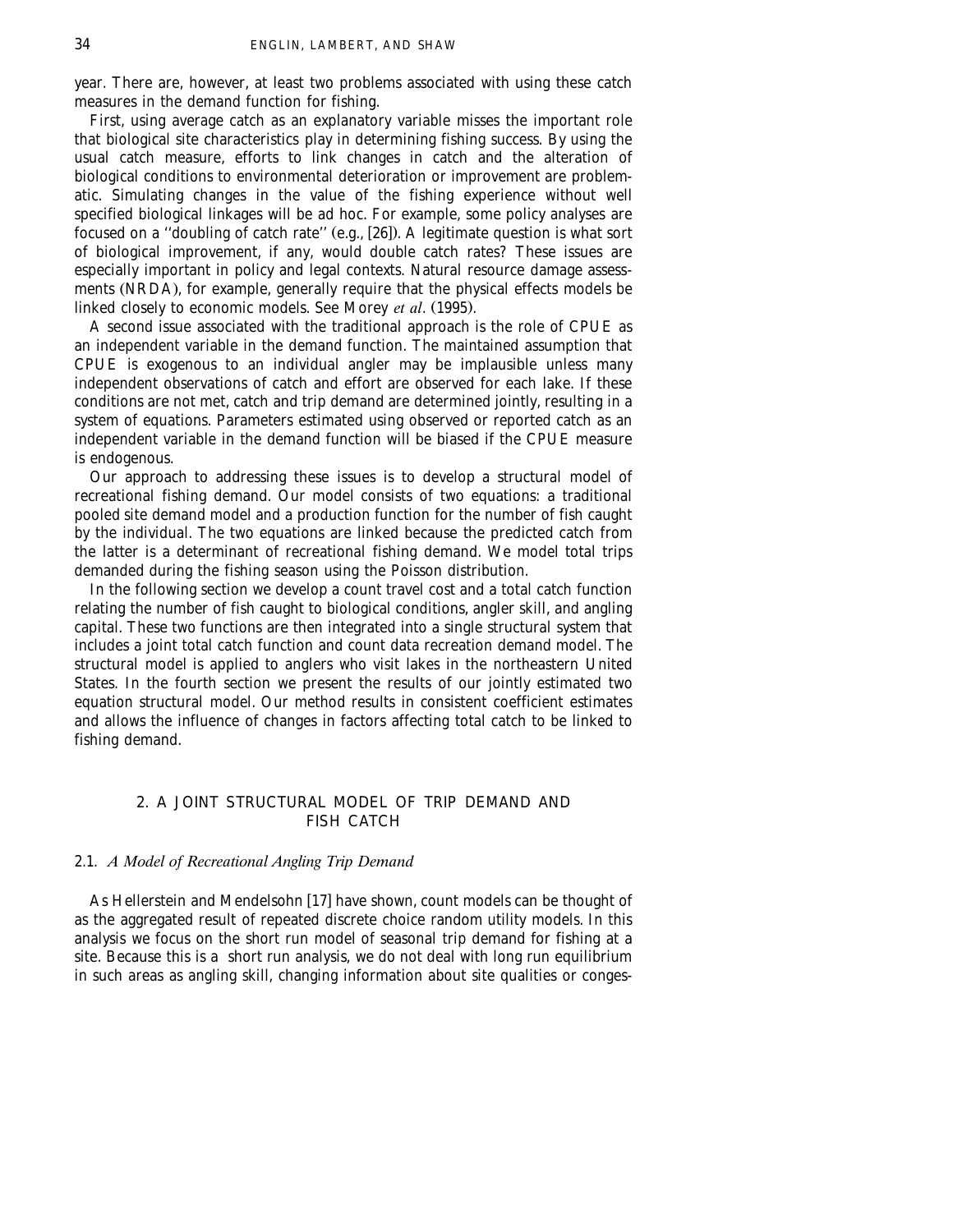year. There are, however, at least two problems associated with using these catch measures in the demand function for fishing.

First, using average catch as an explanatory variable misses the important role that biological site characteristics play in determining fishing success. By using the usual catch measure, efforts to link changes in catch and the alteration of biological conditions to environmental deterioration or improvement are problematic. Simulating changes in the value of the fishing experience without well specified biological linkages will be ad hoc. For example, some policy analyses are focused on a ''doubling of catch rate'' (e.g., [26]). A legitimate question is what sort of biological improvement, if any, would double catch rates? These issues are especially important in policy and legal contexts. Natural resource damage assessments (NRDA), for example, generally require that the physical effects models be linked closely to economic models. See Morey *et al*. (1995).

A second issue associated with the traditional approach is the role of CPUE as an independent variable in the demand function. The maintained assumption that CPUE is exogenous to an individual angler may be implausible unless many independent observations of catch and effort are observed for each lake. If these conditions are not met, catch and trip demand are determined jointly, resulting in a system of equations. Parameters estimated using observed or reported catch as an independent variable in the demand function will be biased if the CPUE measure is endogenous.

Our approach to addressing these issues is to develop a structural model of recreational fishing demand. Our model consists of two equations: a traditional pooled site demand model and a production function for the number of fish caught by the individual. The two equations are linked because the predicted catch from the latter is a determinant of recreational fishing demand. We model total trips demanded during the fishing season using the Poisson distribution.

In the following section we develop a count travel cost and a total catch function relating the number of fish caught to biological conditions, angler skill, and angling capital. These two functions are then integrated into a single structural system that includes a joint total catch function and count data recreation demand model. The structural model is applied to anglers who visit lakes in the northeastern United States. In the fourth section we present the results of our jointly estimated two equation structural model. Our method results in consistent coefficient estimates and allows the influence of changes in factors affecting total catch to be linked to fishing demand.

## 2. A JOINT STRUCTURAL MODEL OF TRIP DEMAND AND FISH CATCH

### 2.1. *A Model of Recreational Angling Trip Demand*

As Hellerstein and Mendelsohn [17] have shown, count models can be thought of as the aggregated result of repeated discrete choice random utility models. In this analysis we focus on the short run model of seasonal trip demand for fishing at a site. Because this is a short run analysis, we do not deal with long run equilibrium in such areas as angling skill, changing information about site qualities or conges-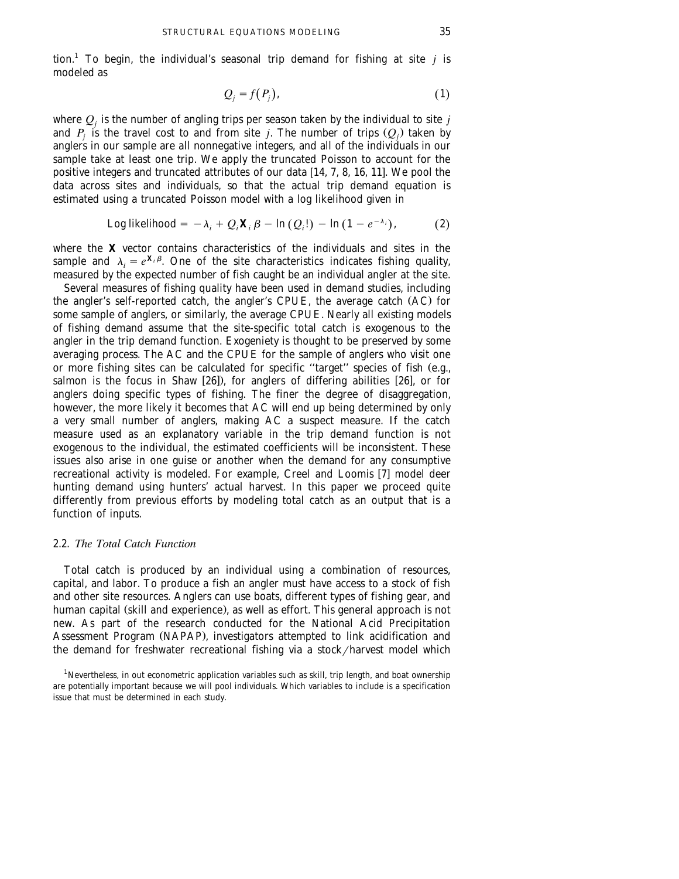tion.[1] To begin, the individual's seasonal trip demand for fishing at site $j$ is modeled as

$$Q_j = f(P_j), \tag{1}$$

where $Q_j$ is the number of angling trips per season taken by the individual to site $j$ and $P_j$ is the travel cost to and from site $j$. The number of trips ($Q_j$) taken by anglers in our sample are all nonnegative integers, and all of the individuals in our sample take at least one trip. We apply the truncated Poisson to account for the positive integers and truncated attributes of our data [14, 7, 8, 16, 11]. We pool the data across sites and individuals, so that the actual trip demand equation is estimated using a truncated Poisson model with a log likelihood given in

$$\text{Log likelihood} = -\lambda_i + Q_i \mathbf{X}_i \beta - \ln(Q_i!) - \ln(1 - e^{-\lambda_i}), \tag{2}$$

where the $\mathbf{X}$ vector contains characteristics of the individuals and sites in the sample and $\lambda_i = e^{\mathbf{X}_i \beta}$. One of the site characteristics indicates fishing quality, measured by the expected number of fish caught be an individual angler at the site.

Several measures of fishing quality have been used in demand studies, including the angler's self-reported catch, the angler's CPUE, the average catch (AC) for some sample of anglers, or similarly, the average CPUE. Nearly all existing models of fishing demand assume that the site-specific total catch is exogenous to the angler in the trip demand function. Exogeniety is thought to be preserved by some averaging process. The AC and the CPUE for the sample of anglers who visit one or more fishing sites can be calculated for specific "target" species of fish (e.g., salmon is the focus in Shaw [26]), for anglers of differing abilities [26], or for anglers doing specific types of fishing. The finer the degree of disaggregation, however, the more likely it becomes that AC will end up being determined by only a very small number of anglers, making AC a suspect measure. If the catch measure used as an explanatory variable in the trip demand function is not exogenous to the individual, the estimated coefficients will be inconsistent. These issues also arise in one guise or another when the demand for any consumptive recreational activity is modeled. For example, Creel and Loomis [7] model deer hunting demand using hunters' actual harvest. In this paper we proceed quite differently from previous efforts by modeling total catch as an output that is a function of inputs.

## 2.2. *The Total Catch Function*

Total catch is produced by an individual using a combination of resources, capital, and labor. To produce a fish an angler must have access to a stock of fish and other site resources. Anglers can use boats, different types of fishing gear, and human capital (skill and experience), as well as effort. This general approach is not new. As part of the research conducted for the National Acid Precipitation Assessment Program (NAPAP), investigators attempted to link acidification and the demand for freshwater recreational fishing via a stock/harvest model which

[1] Nevertheless, in out econometric application variables such as skill, trip length, and boat ownership are potentially important because we will pool individuals. Which variables to include is a specification issue that must be determined in each study.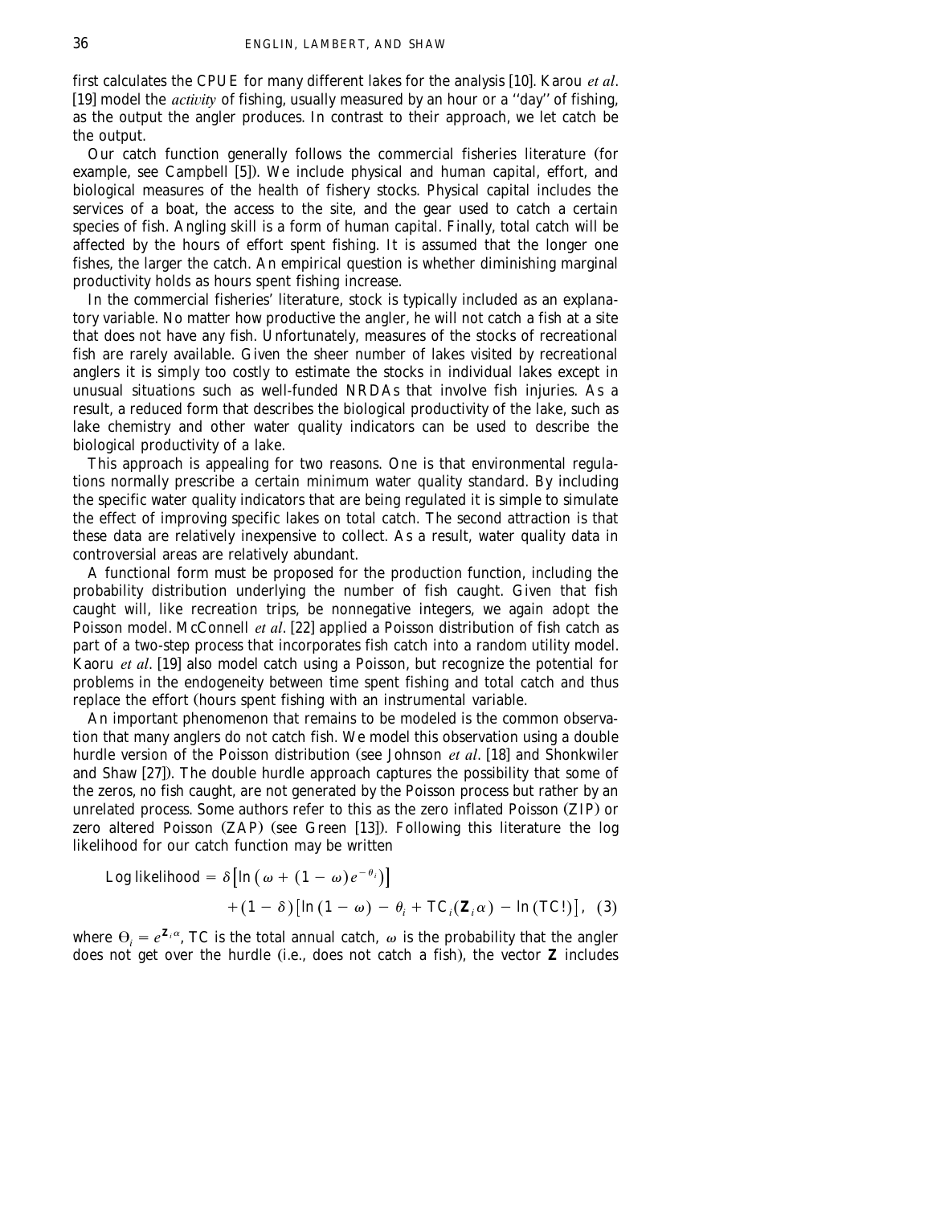first calculates the CPUE for many different lakes for the analysis [10]. Karou *et al*. [19] model the *activity* of fishing, usually measured by an hour or a "day" of fishing, as the output the angler produces. In contrast to their approach, we let catch be the output.

Our catch function generally follows the commercial fisheries literature (for example, see Campbell [5]). We include physical and human capital, effort, and biological measures of the health of fishery stocks. Physical capital includes the services of a boat, the access to the site, and the gear used to catch a certain species of fish. Angling skill is a form of human capital. Finally, total catch will be affected by the hours of effort spent fishing. It is assumed that the longer one fishes, the larger the catch. An empirical question is whether diminishing marginal productivity holds as hours spent fishing increase.

In the commercial fisheries' literature, stock is typically included as an explanatory variable. No matter how productive the angler, he will not catch a fish at a site that does not have any fish. Unfortunately, measures of the stocks of recreational fish are rarely available. Given the sheer number of lakes visited by recreational anglers it is simply too costly to estimate the stocks in individual lakes except in unusual situations such as well-funded NRDAs that involve fish injuries. As a result, a reduced form that describes the biological productivity of the lake, such as lake chemistry and other water quality indicators can be used to describe the biological productivity of a lake.

This approach is appealing for two reasons. One is that environmental regulations normally prescribe a certain minimum water quality standard. By including the specific water quality indicators that are being regulated it is simple to simulate the effect of improving specific lakes on total catch. The second attraction is that these data are relatively inexpensive to collect. As a result, water quality data in controversial areas are relatively abundant.

A functional form must be proposed for the production function, including the probability distribution underlying the number of fish caught. Given that fish caught will, like recreation trips, be nonnegative integers, we again adopt the Poisson model. McConnell *et al*. [22] applied a Poisson distribution of fish catch as part of a two-step process that incorporates fish catch into a random utility model. Kaoru *et al*. [19] also model catch using a Poisson, but recognize the potential for problems in the endogeneity between time spent fishing and total catch and thus replace the effort (hours spent fishing with an instrumental variable.

An important phenomenon that remains to be modeled is the common observation that many anglers do not catch fish. We model this observation using a double hurdle version of the Poisson distribution (see Johnson *et al*. [18] and Shonkwiler and Shaw [27]). The double hurdle approach captures the possibility that some of the zeros, no fish caught, are not generated by the Poisson process but rather by an unrelated process. Some authors refer to this as the zero inflated Poisson (ZIP) or zero altered Poisson (ZAP) (see Green [13]). Following this literature the log likelihood for our catch function may be written

$$\text{Log likelihood} = \delta\left[\ln\left(\omega + (1-\omega)e^{-\theta_i}\right)\right] + (1-\delta)\left[\ln(1-\omega) - \theta_i + \mathrm{TC}_i(\mathbf{Z}_i\alpha) - \ln(\mathrm{TC}!)\right], \quad (3)$$

where $\Theta_i = e^{\mathbf{Z}_i\alpha}$, TC is the total annual catch, $\omega$ is the probability that the angler does not get over the hurdle (i.e., does not catch a fish), the vector $\mathbf{Z}$ includes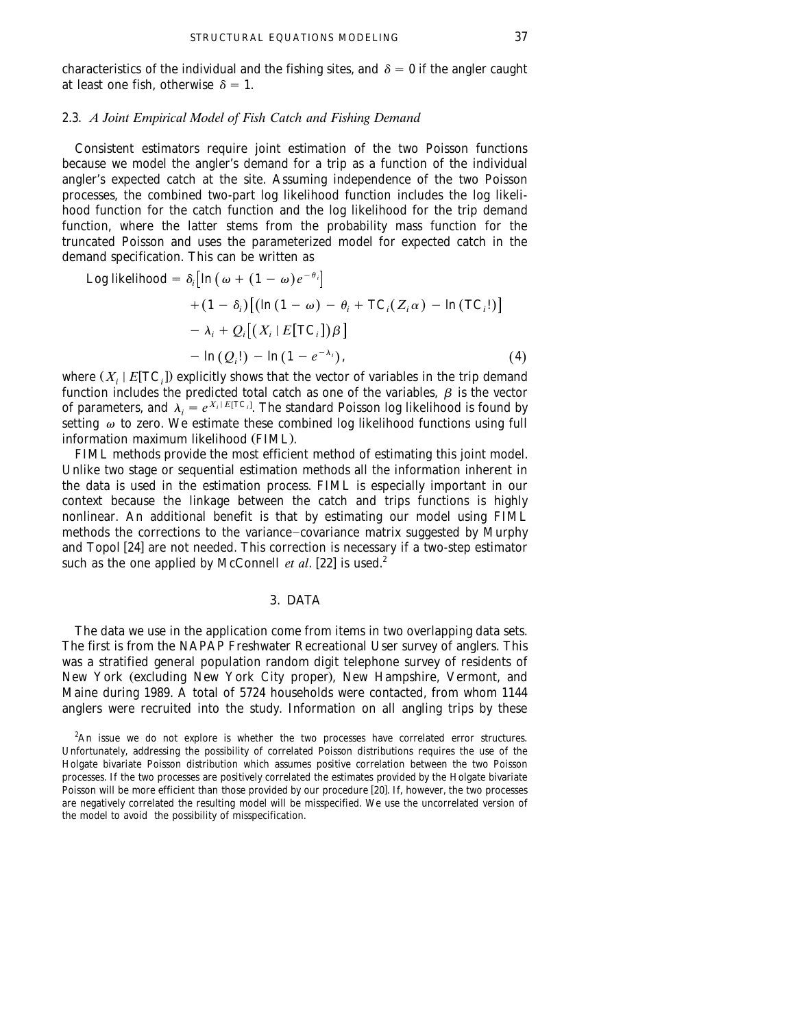characteristics of the individual and the fishing sites, and $\delta = 0$ if the angler caught at least one fish, otherwise $\delta = 1$.

### 2.3. *A Joint Empirical Model of Fish Catch and Fishing Demand*

Consistent estimators require joint estimation of the two Poisson functions because we model the angler's demand for a trip as a function of the individual angler's expected catch at the site. Assuming independence of the two Poisson processes, the combined two-part log likelihood function includes the log likelihood function for the catch function and the log likelihood for the trip demand function, where the latter stems from the probability mass function for the truncated Poisson and uses the parameterized model for expected catch in the demand specification. This can be written as

$$\begin{aligned}
\text{Log likelihood} = \delta_i\big[\ln\big(\omega + (1-\omega)e^{-\theta_i}\big] \\
+ (1-\delta_i)\big[\big(\ln(1-\omega) - \theta_i + \mathrm{TC}_i(Z_i\alpha) - \ln(\mathrm{TC}_i!)\big] \\
- \lambda_i + Q_i\big[\big(X_i \mid E[\mathrm{TC}_i]\big)\beta\big] \\
- \ln(Q_i!) - \ln(1 - e^{-\lambda_i}),
\end{aligned} \tag{4}$$

where $(X_i \mid E[\mathrm{TC}_i])$ explicitly shows that the vector of variables in the trip demand function includes the predicted total catch as one of the variables, $\beta$ is the vector of parameters, and $\lambda_i = e^{X_i \mid E[\mathrm{TC}_i]}$. The standard Poisson log likelihood is found by setting $\omega$ to zero. We estimate these combined log likelihood functions using full information maximum likelihood (FIML).

FIML methods provide the most efficient method of estimating this joint model. Unlike two stage or sequential estimation methods all the information inherent in the data is used in the estimation process. FIML is especially important in our context because the linkage between the catch and trips functions is highly nonlinear. An additional benefit is that by estimating our model using FIML methods the corrections to the variance–covariance matrix suggested by Murphy and Topol [24] are not needed. This correction is necessary if a two-step estimator such as the one applied by McConnell *et al*. [22] is used.[2]

## 3. DATA

The data we use in the application come from items in two overlapping data sets. The first is from the NAPAP Freshwater Recreational User survey of anglers. This was a stratified general population random digit telephone survey of residents of New York (excluding New York City proper), New Hampshire, Vermont, and Maine during 1989. A total of 5724 households were contacted, from whom 1144 anglers were recruited into the study. Information on all angling trips by these

[2]An issue we do not explore is whether the two processes have correlated error structures. Unfortunately, addressing the possibility of correlated Poisson distributions requires the use of the Holgate bivariate Poisson distribution which assumes positive correlation between the two Poisson processes. If the two processes are positively correlated the estimates provided by the Holgate bivariate Poisson will be more efficient than those provided by our procedure [20]. If, however, the two processes are negatively correlated the resulting model will be misspecified. We use the uncorrelated version of the model to avoid the possibility of misspecification.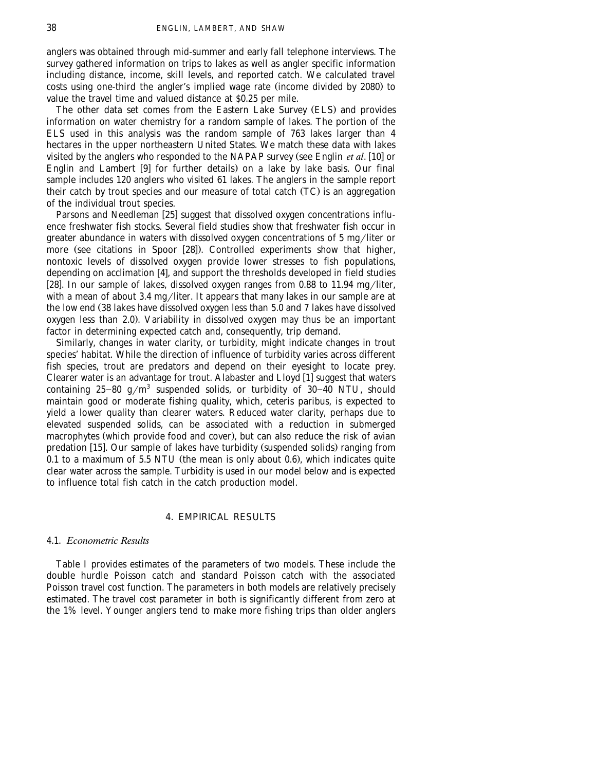anglers was obtained through mid-summer and early fall telephone interviews. The survey gathered information on trips to lakes as well as angler specific information including distance, income, skill levels, and reported catch. We calculated travel costs using one-third the angler's implied wage rate (income divided by 2080) to value the travel time and valued distance at $0.25 per mile.

The other data set comes from the Eastern Lake Survey (ELS) and provides information on water chemistry for a random sample of lakes. The portion of the ELS used in this analysis was the random sample of 763 lakes larger than 4 hectares in the upper northeastern United States. We match these data with lakes visited by the anglers who responded to the NAPAP survey (see Englin *et al*. [10] or Englin and Lambert [9] for further details) on a lake by lake basis. Our final sample includes 120 anglers who visited 61 lakes. The anglers in the sample report their catch by trout species and our measure of total catch (TC) is an aggregation of the individual trout species.

Parsons and Needleman [25] suggest that dissolved oxygen concentrations influence freshwater fish stocks. Several field studies show that freshwater fish occur in greater abundance in waters with dissolved oxygen concentrations of 5 mg/liter or more (see citations in Spoor [28]). Controlled experiments show that higher, nontoxic levels of dissolved oxygen provide lower stresses to fish populations, depending on acclimation [4], and support the thresholds developed in field studies [28]. In our sample of lakes, dissolved oxygen ranges from 0.88 to 11.94 mg/liter, with a mean of about 3.4 mg/liter. It appears that many lakes in our sample are at the low end (38 lakes have dissolved oxygen less than 5.0 and 7 lakes have dissolved oxygen less than 2.0). Variability in dissolved oxygen may thus be an important factor in determining expected catch and, consequently, trip demand.

Similarly, changes in water clarity, or turbidity, might indicate changes in trout species' habitat. While the direction of influence of turbidity varies across different fish species, trout are predators and depend on their eyesight to locate prey. Clearer water is an advantage for trout. Alabaster and Lloyd [1] suggest that waters containing 25–80 $g/m^3$ suspended solids, or turbidity of 30–40 NTU, should maintain good or moderate fishing quality, which, ceteris paribus, is expected to yield a lower quality than clearer waters. Reduced water clarity, perhaps due to elevated suspended solids, can be associated with a reduction in submerged macrophytes (which provide food and cover), but can also reduce the risk of avian predation [15]. Our sample of lakes have turbidity (suspended solids) ranging from 0.1 to a maximum of 5.5 NTU (the mean is only about 0.6), which indicates quite clear water across the sample. Turbidity is used in our model below and is expected to influence total fish catch in the catch production model.

## 4. EMPIRICAL RESULTS

### 4.1. *Econometric Results*

Table I provides estimates of the parameters of two models. These include the double hurdle Poisson catch and standard Poisson catch with the associated Poisson travel cost function. The parameters in both models are relatively precisely estimated. The travel cost parameter in both is significantly different from zero at the 1% level. Younger anglers tend to make more fishing trips than older anglers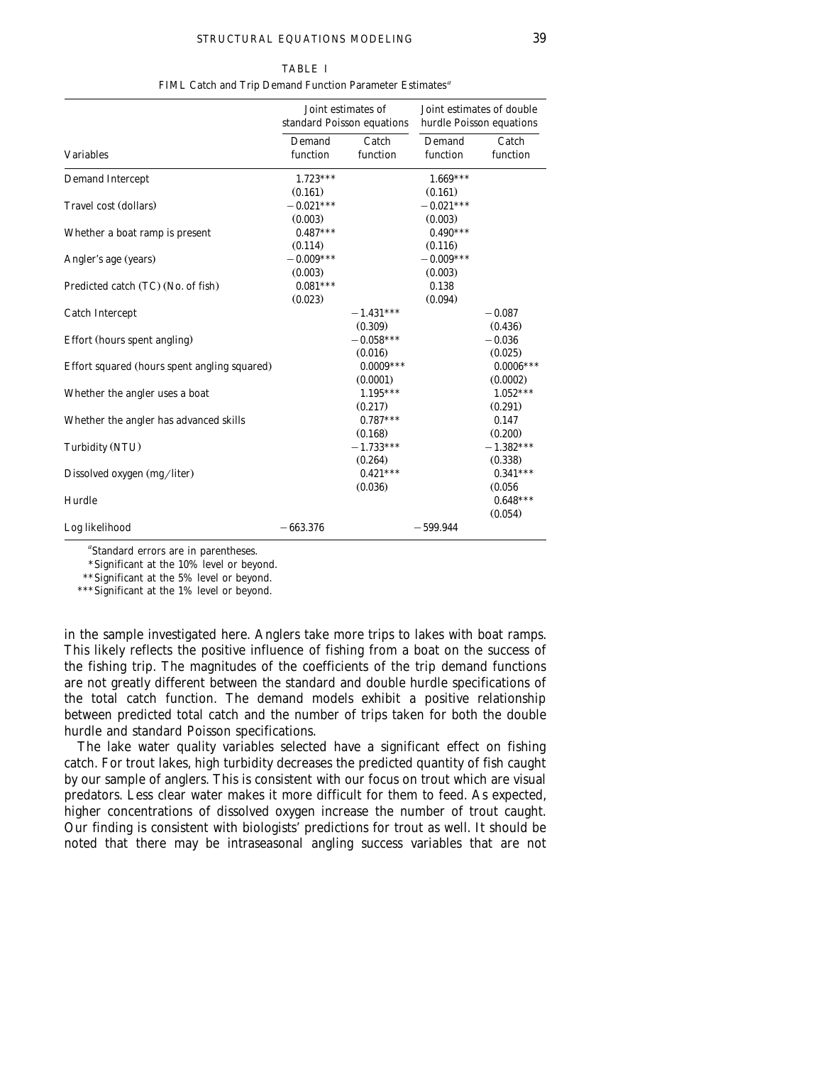TABLE I

FIML Catch and Trip Demand Function Parameter Estimates[a]

| Variables | Joint estimates of standard Poisson equations | | Joint estimates of double hurdle Poisson equations | |
|---|---|---|---|---|
| | Demand function | Catch function | Demand function | Catch function |
| Demand Intercept | 1.723*** (0.161) | | 1.669*** (0.161) | |
| Travel cost (dollars) | −0.021*** (0.003) | | −0.021*** (0.003) | |
| Whether a boat ramp is present | 0.487*** (0.114) | | 0.490*** (0.116) | |
| Angler's age (years) | −0.009*** (0.003) | | −0.009*** (0.003) | |
| Predicted catch (TC) (No. of fish) | 0.081*** (0.023) | | 0.138 (0.094) | |
| Catch Intercept | | −1.431*** (0.309) | | −0.087 (0.436) |
| Effort (hours spent angling) | | −0.058*** (0.016) | | −0.036 (0.025) |
| Effort squared (hours spent angling squared) | | 0.0009*** (0.0001) | | 0.0006*** (0.0002) |
| Whether the angler uses a boat | | 1.195*** (0.217) | | 1.052*** (0.291) |
| Whether the angler has advanced skills | | 0.787*** (0.168) | | 0.147 (0.200) |
| Turbidity (NTU) | | −1.733*** (0.264) | | −1.382*** (0.338) |
| Dissolved oxygen (mg/liter) | | 0.421*** (0.036) | | 0.341*** (0.056 |
| Hurdle | | | | 0.648*** (0.054) |
| Log likelihood | −663.376 | | −599.944 | |

[a]Standard errors are in parentheses.

*Significant at the 10% level or beyond.

**Significant at the 5% level or beyond.

***Significant at the 1% level or beyond.

in the sample investigated here. Anglers take more trips to lakes with boat ramps. This likely reflects the positive influence of fishing from a boat on the success of the fishing trip. The magnitudes of the coefficients of the trip demand functions are not greatly different between the standard and double hurdle specifications of the total catch function. The demand models exhibit a positive relationship between predicted total catch and the number of trips taken for both the double hurdle and standard Poisson specifications.

The lake water quality variables selected have a significant effect on fishing catch. For trout lakes, high turbidity decreases the predicted quantity of fish caught by our sample of anglers. This is consistent with our focus on trout which are visual predators. Less clear water makes it more difficult for them to feed. As expected, higher concentrations of dissolved oxygen increase the number of trout caught. Our finding is consistent with biologists' predictions for trout as well. It should be noted that there may be intraseasonal angling success variables that are not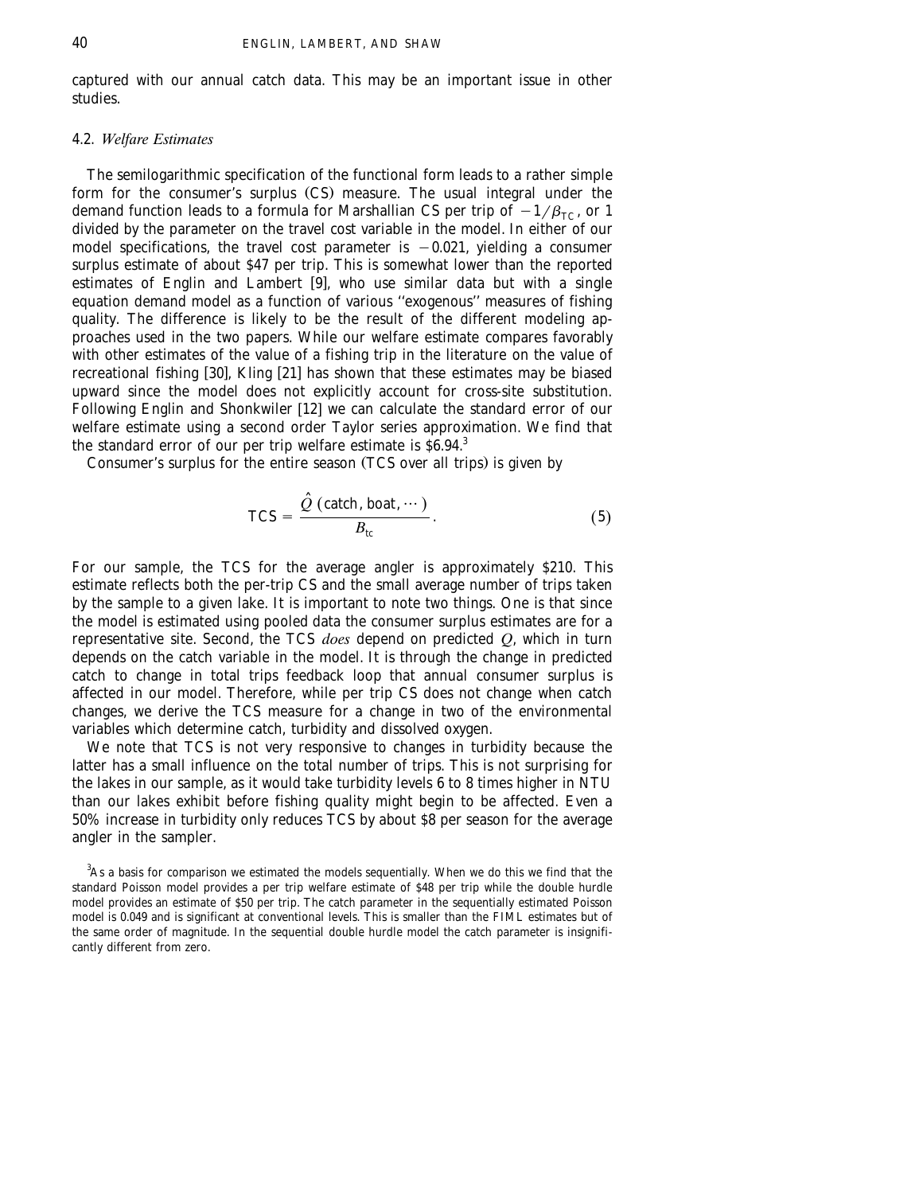captured with our annual catch data. This may be an important issue in other studies.

### 4.2. *Welfare Estimates*

The semilogarithmic specification of the functional form leads to a rather simple form for the consumer's surplus (CS) measure. The usual integral under the demand function leads to a formula for Marshallian CS per trip of $-1/\beta_{TC}$, or 1 divided by the parameter on the travel cost variable in the model. In either of our model specifications, the travel cost parameter is $-0.021$, yielding a consumer surplus estimate of about \$47 per trip. This is somewhat lower than the reported estimates of Englin and Lambert [9], who use similar data but with a single equation demand model as a function of various ''exogenous'' measures of fishing quality. The difference is likely to be the result of the different modeling approaches used in the two papers. While our welfare estimate compares favorably with other estimates of the value of a fishing trip in the literature on the value of recreational fishing [30], Kling [21] has shown that these estimates may be biased upward since the model does not explicitly account for cross-site substitution. Following Englin and Shonkwiler [12] we can calculate the standard error of our welfare estimate using a second order Taylor series approximation. We find that the standard error of our per trip welfare estimate is \$6.94.[3]

Consumer's surplus for the entire season (TCS over all trips) is given by

$$\text{TCS} = \frac{\hat{Q}\,(\text{catch, boat}, \cdots)}{B_{\text{tc}}}. \tag{5}$$

For our sample, the TCS for the average angler is approximately \$210. This estimate reflects both the per-trip CS and the small average number of trips taken by the sample to a given lake. It is important to note two things. One is that since the model is estimated using pooled data the consumer surplus estimates are for a representative site. Second, the TCS *does* depend on predicted $Q$, which in turn depends on the catch variable in the model. It is through the change in predicted catch to change in total trips feedback loop that annual consumer surplus is affected in our model. Therefore, while per trip CS does not change when catch changes, we derive the TCS measure for a change in two of the environmental variables which determine catch, turbidity and dissolved oxygen.

We note that TCS is not very responsive to changes in turbidity because the latter has a small influence on the total number of trips. This is not surprising for the lakes in our sample, as it would take turbidity levels 6 to 8 times higher in NTU than our lakes exhibit before fishing quality might begin to be affected. Even a 50% increase in turbidity only reduces TCS by about \$8 per season for the average angler in the sampler.

[3] As a basis for comparison we estimated the models sequentially. When we do this we find that the standard Poisson model provides a per trip welfare estimate of \$48 per trip while the double hurdle model provides an estimate of \$50 per trip. The catch parameter in the sequentially estimated Poisson model is 0.049 and is significant at conventional levels. This is smaller than the FIML estimates but of the same order of magnitude. In the sequential double hurdle model the catch parameter is insignificantly different from zero.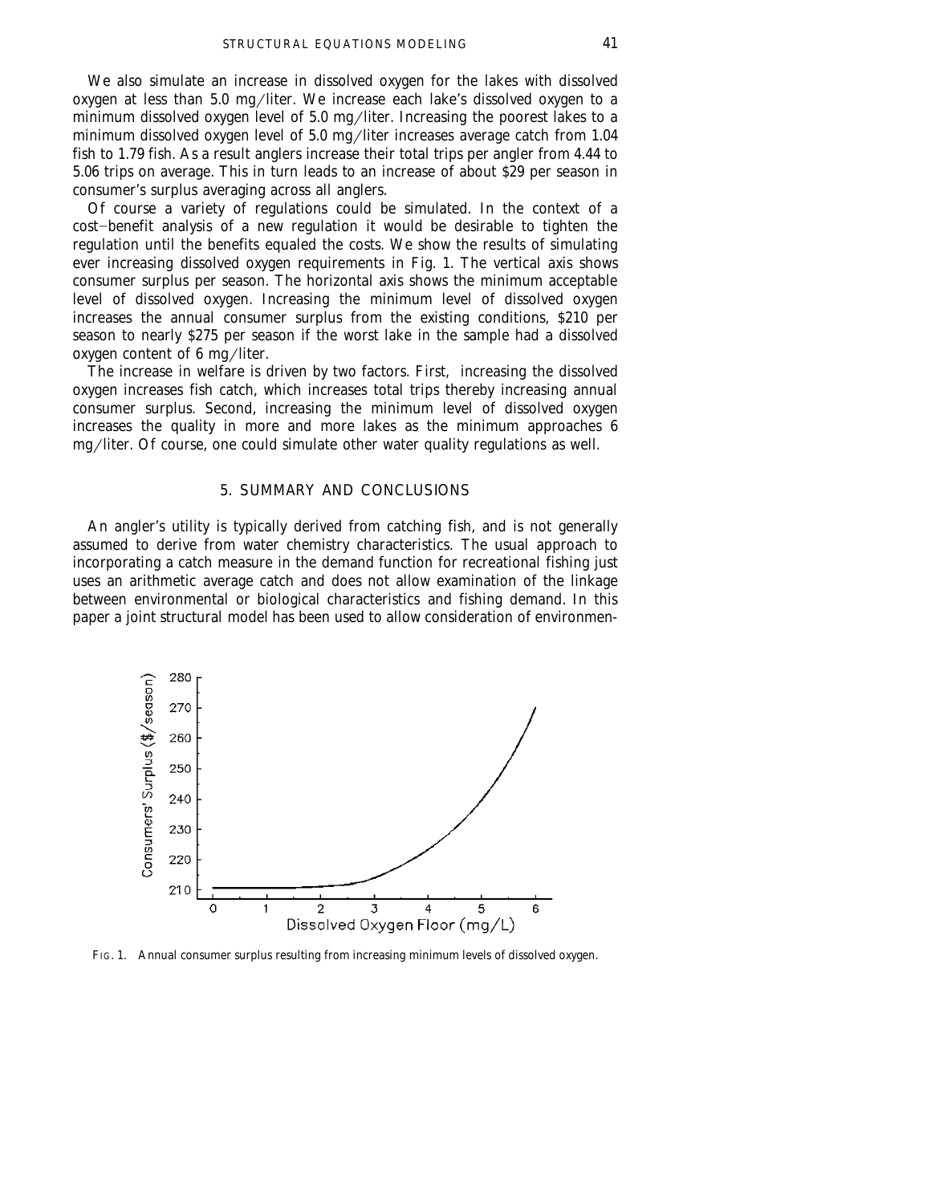We also simulate an increase in dissolved oxygen for the lakes with dissolved oxygen at less than 5.0 mg/liter. We increase each lake's dissolved oxygen to a minimum dissolved oxygen level of 5.0 mg/liter. Increasing the poorest lakes to a minimum dissolved oxygen level of 5.0 mg/liter increases average catch from 1.04 fish to 1.79 fish. As a result anglers increase their total trips per angler from 4.44 to 5.06 trips on average. This in turn leads to an increase of about \$29 per season in consumer's surplus averaging across all anglers.

Of course a variety of regulations could be simulated. In the context of a cost–benefit analysis of a new regulation it would be desirable to tighten the regulation until the benefits equaled the costs. We show the results of simulating ever increasing dissolved oxygen requirements in Fig. 1. The vertical axis shows consumer surplus per season. The horizontal axis shows the minimum acceptable level of dissolved oxygen. Increasing the minimum level of dissolved oxygen increases the annual consumer surplus from the existing conditions, \$210 per season to nearly \$275 per season if the worst lake in the sample had a dissolved oxygen content of 6 mg/liter.

The increase in welfare is driven by two factors. First, increasing the dissolved oxygen increases fish catch, which increases total trips thereby increasing annual consumer surplus. Second, increasing the minimum level of dissolved oxygen increases the quality in more and more lakes as the minimum approaches 6 mg/liter. Of course, one could simulate other water quality regulations as well.

## 5. SUMMARY AND CONCLUSIONS

An angler's utility is typically derived from catching fish, and is not generally assumed to derive from water chemistry characteristics. The usual approach to incorporating a catch measure in the demand function for recreational fishing just uses an arithmetic average catch and does not allow examination of the linkage between environmental or biological characteristics and fishing demand. In this paper a joint structural model has been used to allow consideration of environmen-

Consumers' Surplus (\$/season)

280
270
260
250
240
230
220
210

0 1 2 3 4 5 6

Dissolved Oxygen Floor (mg/L)

FIG. 1. Annual consumer surplus resulting from increasing minimum levels of dissolved oxygen.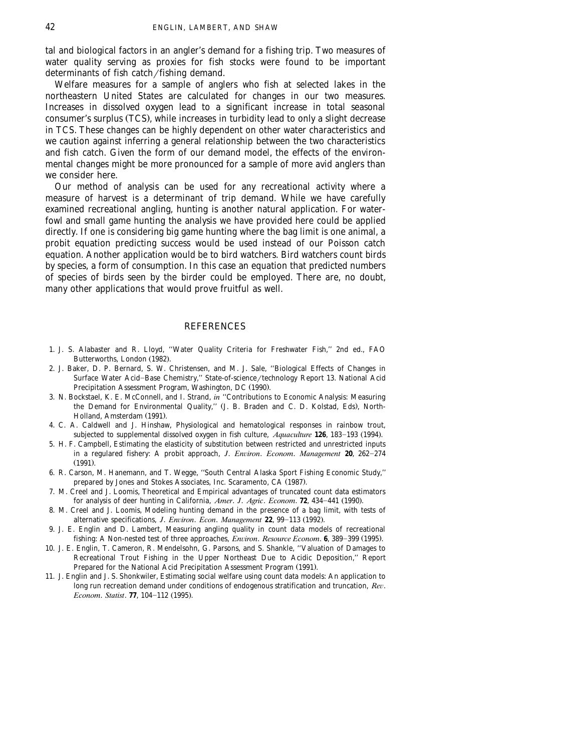tal and biological factors in an angler's demand for a fishing trip. Two measures of water quality serving as proxies for fish stocks were found to be important determinants of fish catch/fishing demand.

Welfare measures for a sample of anglers who fish at selected lakes in the northeastern United States are calculated for changes in our two measures. Increases in dissolved oxygen lead to a significant increase in total seasonal consumer's surplus (TCS), while increases in turbidity lead to only a slight decrease in TCS. These changes can be highly dependent on other water characteristics and we caution against inferring a general relationship between the two characteristics and fish catch. Given the form of our demand model, the effects of the environmental changes might be more pronounced for a sample of more avid anglers than we consider here.

Our method of analysis can be used for any recreational activity where a measure of harvest is a determinant of trip demand. While we have carefully examined recreational angling, hunting is another natural application. For waterfowl and small game hunting the analysis we have provided here could be applied directly. If one is considering big game hunting where the bag limit is one animal, a probit equation predicting success would be used instead of our Poisson catch equation. Another application would be to bird watchers. Bird watchers count birds by species, a form of consumption. In this case an equation that predicted numbers of species of birds seen by the birder could be employed. There are, no doubt, many other applications that would prove fruitful as well.

## REFERENCES

1. J. S. Alabaster and R. Lloyd, "Water Quality Criteria for Freshwater Fish," 2nd ed., FAO Butterworths, London (1982).
2. J. Baker, D. P. Bernard, S. W. Christensen, and M. J. Sale, "Biological Effects of Changes in Surface Water Acid–Base Chemistry," State-of-science/technology Report 13. National Acid Precipitation Assessment Program, Washington, DC (1990).
3. N. Bockstael, K. E. McConnell, and I. Strand, *in* "Contributions to Economic Analysis: Measuring the Demand for Environmental Quality," (J. B. Braden and C. D. Kolstad, Eds), North-Holland, Amsterdam (1991).
4. C. A. Caldwell and J. Hinshaw, Physiological and hematological responses in rainbow trout, subjected to supplemental dissolved oxygen in fish culture, *Aquaculture* **126**, 183–193 (1994).
5. H. F. Campbell, Estimating the elasticity of substitution between restricted and unrestricted inputs in a regulared fishery: A probit approach, *J. Environ. Econom. Management* **20**, 262–274 (1991).
6. R. Carson, M. Hanemann, and T. Wegge, "South Central Alaska Sport Fishing Economic Study," prepared by Jones and Stokes Associates, Inc. Scaramento, CA (1987).
7. M. Creel and J. Loomis, Theoretical and Empirical advantages of truncated count data estimators for analysis of deer hunting in California, *Amer. J. Agric. Econom.* **72**, 434–441 (1990).
8. M. Creel and J. Loomis, Modeling hunting demand in the presence of a bag limit, with tests of alternative specifications, *J. Environ. Econ. Management* **22**, 99–113 (1992).
9. J. E. Englin and D. Lambert, Measuring angling quality in count data models of recreational fishing: A Non-nested test of three approaches, *Environ. Resource Econom.* **6**, 389–399 (1995).
10. J. E. Englin, T. Cameron, R. Mendelsohn, G. Parsons, and S. Shankle, "Valuation of Damages to Recreational Trout Fishing in the Upper Northeast Due to Acidic Deposition," Report Prepared for the National Acid Precipitation Assessment Program (1991).
11. J. Englin and J. S. Shonkwiler, Estimating social welfare using count data models: An application to long run recreation demand under conditions of endogenous stratification and truncation, *Rev. Econom. Statist.* **77**, 104–112 (1995).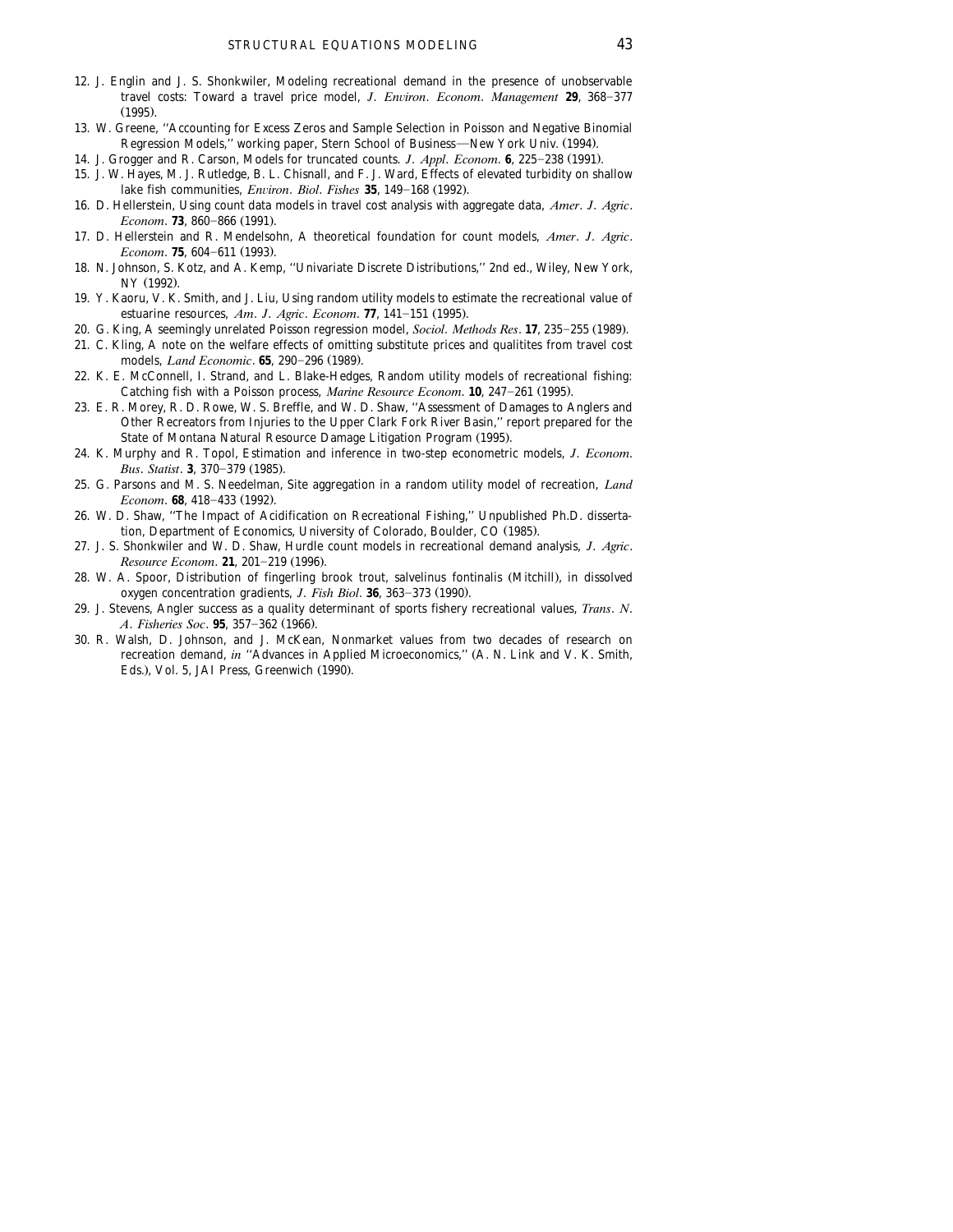12. J. Englin and J. S. Shonkwiler, Modeling recreational demand in the presence of unobservable travel costs: Toward a travel price model, *J. Environ. Econom. Management* **29**, 368–377 (1995).
13. W. Greene, "Accounting for Excess Zeros and Sample Selection in Poisson and Negative Binomial Regression Models," working paper, Stern School of Business—New York Univ. (1994).
14. J. Grogger and R. Carson, Models for truncated counts. *J. Appl. Econom.* **6**, 225–238 (1991).
15. J. W. Hayes, M. J. Rutledge, B. L. Chisnall, and F. J. Ward, Effects of elevated turbidity on shallow lake fish communities, *Environ. Biol. Fishes* **35**, 149–168 (1992).
16. D. Hellerstein, Using count data models in travel cost analysis with aggregate data, *Amer. J. Agric. Econom.* **73**, 860–866 (1991).
17. D. Hellerstein and R. Mendelsohn, A theoretical foundation for count models, *Amer. J. Agric. Econom.* **75**, 604–611 (1993).
18. N. Johnson, S. Kotz, and A. Kemp, "Univariate Discrete Distributions," 2nd ed., Wiley, New York, NY (1992).
19. Y. Kaoru, V. K. Smith, and J. Liu, Using random utility models to estimate the recreational value of estuarine resources, *Am. J. Agric. Econom.* **77**, 141–151 (1995).
20. G. King, A seemingly unrelated Poisson regression model, *Sociol. Methods Res.* **17**, 235–255 (1989).
21. C. Kling, A note on the welfare effects of omitting substitute prices and qualitites from travel cost models, *Land Economic.* **65**, 290–296 (1989).
22. K. E. McConnell, I. Strand, and L. Blake-Hedges, Random utility models of recreational fishing: Catching fish with a Poisson process, *Marine Resource Econom.* **10**, 247–261 (1995).
23. E. R. Morey, R. D. Rowe, W. S. Breffle, and W. D. Shaw, "Assessment of Damages to Anglers and Other Recreators from Injuries to the Upper Clark Fork River Basin," report prepared for the State of Montana Natural Resource Damage Litigation Program (1995).
24. K. Murphy and R. Topol, Estimation and inference in two-step econometric models, *J. Econom. Bus. Statist.* **3**, 370–379 (1985).
25. G. Parsons and M. S. Needelman, Site aggregation in a random utility model of recreation, *Land Econom.* **68**, 418–433 (1992).
26. W. D. Shaw, "The Impact of Acidification on Recreational Fishing," Unpublished Ph.D. dissertation, Department of Economics, University of Colorado, Boulder, CO (1985).
27. J. S. Shonkwiler and W. D. Shaw, Hurdle count models in recreational demand analysis, *J. Agric. Resource Econom.* **21**, 201–219 (1996).
28. W. A. Spoor, Distribution of fingerling brook trout, salvelinus fontinalis (Mitchill), in dissolved oxygen concentration gradients, *J. Fish Biol.* **36**, 363–373 (1990).
29. J. Stevens, Angler success as a quality determinant of sports fishery recreational values, *Trans. N. A. Fisheries Soc.* **95**, 357–362 (1966).
30. R. Walsh, D. Johnson, and J. McKean, Nonmarket values from two decades of research on recreation demand, *in* "Advances in Applied Microeconomics," (A. N. Link and V. K. Smith, Eds.), Vol. 5, JAI Press, Greenwich (1990).